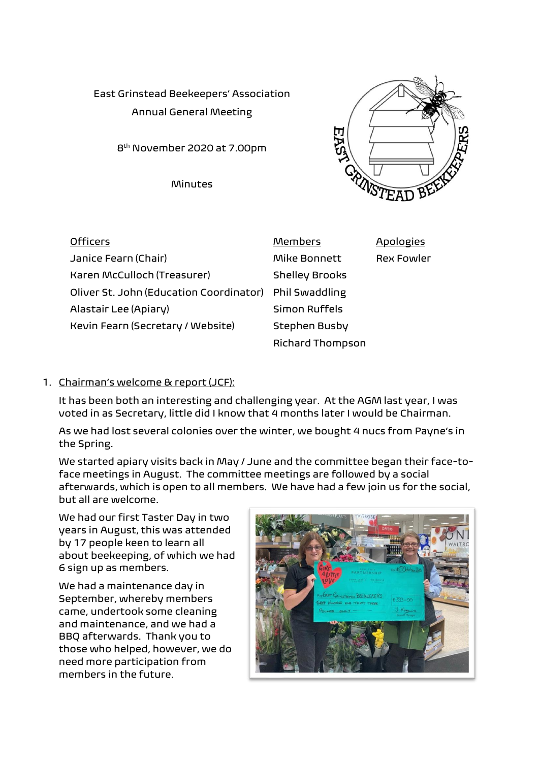# East Grinstead Beekeepers' Association

## Annual General Meeting

8th November 2020 at 7.00pm

Minutes

| Officers | Members | Apologies |
| --- | --- | --- |
| Janice Fearn (Chair) | Mike Bonnett | Rex Fowler |
| Karen McCulloch (Treasurer) | Shelley Brooks | |
| Oliver St. John (Education Coordinator) | Phil Swaddling | |
| Alastair Lee (Apiary) | Simon Ruffels | |
| Kevin Fearn (Secretary / Website) | Stephen Busby | |
| | Richard Thompson | |

1. Chairman's welcome & report (JCF):

   It has been both an interesting and challenging year. At the AGM last year, I was voted in as Secretary, little did I know that 4 months later I would be Chairman.

   As we had lost several colonies over the winter, we bought 4 nucs from Payne's in the Spring.

   We started apiary visits back in May / June and the committee began their face-to-face meetings in August. The committee meetings are followed by a social afterwards, which is open to all members. We have had a few join us for the social, but all are welcome.

   We had our first Taster Day in two years in August, this was attended by 17 people keen to learn all about beekeeping, of which we had 6 sign up as members.

   We had a maintenance day in September, whereby members came, undertook some cleaning and maintenance, and we had a BBQ afterwards. Thank you to those who helped, however, we do need more participation from members in the future.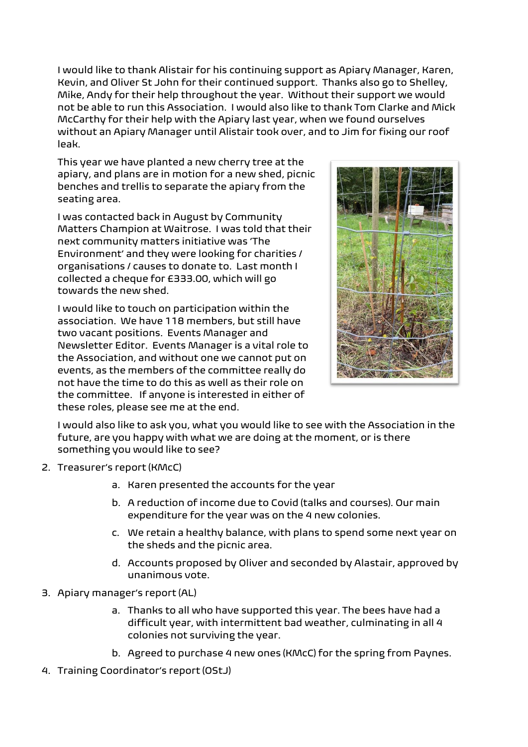I would like to thank Alistair for his continuing support as Apiary Manager, Karen, Kevin, and Oliver St John for their continued support. Thanks also go to Shelley, Mike, Andy for their help throughout the year. Without their support we would not be able to run this Association. I would also like to thank Tom Clarke and Mick McCarthy for their help with the Apiary last year, when we found ourselves without an Apiary Manager until Alistair took over, and to Jim for fixing our roof leak.

This year we have planted a new cherry tree at the apiary, and plans are in motion for a new shed, picnic benches and trellis to separate the apiary from the seating area.

I was contacted back in August by Community Matters Champion at Waitrose. I was told that their next community matters initiative was 'The Environment' and they were looking for charities / organisations / causes to donate to. Last month I collected a cheque for £333.00, which will go towards the new shed.

I would like to touch on participation within the association. We have 118 members, but still have two vacant positions. Events Manager and Newsletter Editor. Events Manager is a vital role to the Association, and without one we cannot put on events, as the members of the committee really do not have the time to do this as well as their role on the committee. If anyone is interested in either of these roles, please see me at the end.

I would also like to ask you, what you would like to see with the Association in the future, are you happy with what we are doing at the moment, or is there something you would like to see?

2. Treasurer's report (KMcC)
    a. Karen presented the accounts for the year
    b. A reduction of income due to Covid (talks and courses). Our main expenditure for the year was on the 4 new colonies.
    c. We retain a healthy balance, with plans to spend some next year on the sheds and the picnic area.
    d. Accounts proposed by Oliver and seconded by Alastair, approved by unanimous vote.
3. Apiary manager's report (AL)
    a. Thanks to all who have supported this year. The bees have had a difficult year, with intermittent bad weather, culminating in all 4 colonies not surviving the year.
    b. Agreed to purchase 4 new ones (KMcC) for the spring from Paynes.
4. Training Coordinator's report (OStJ)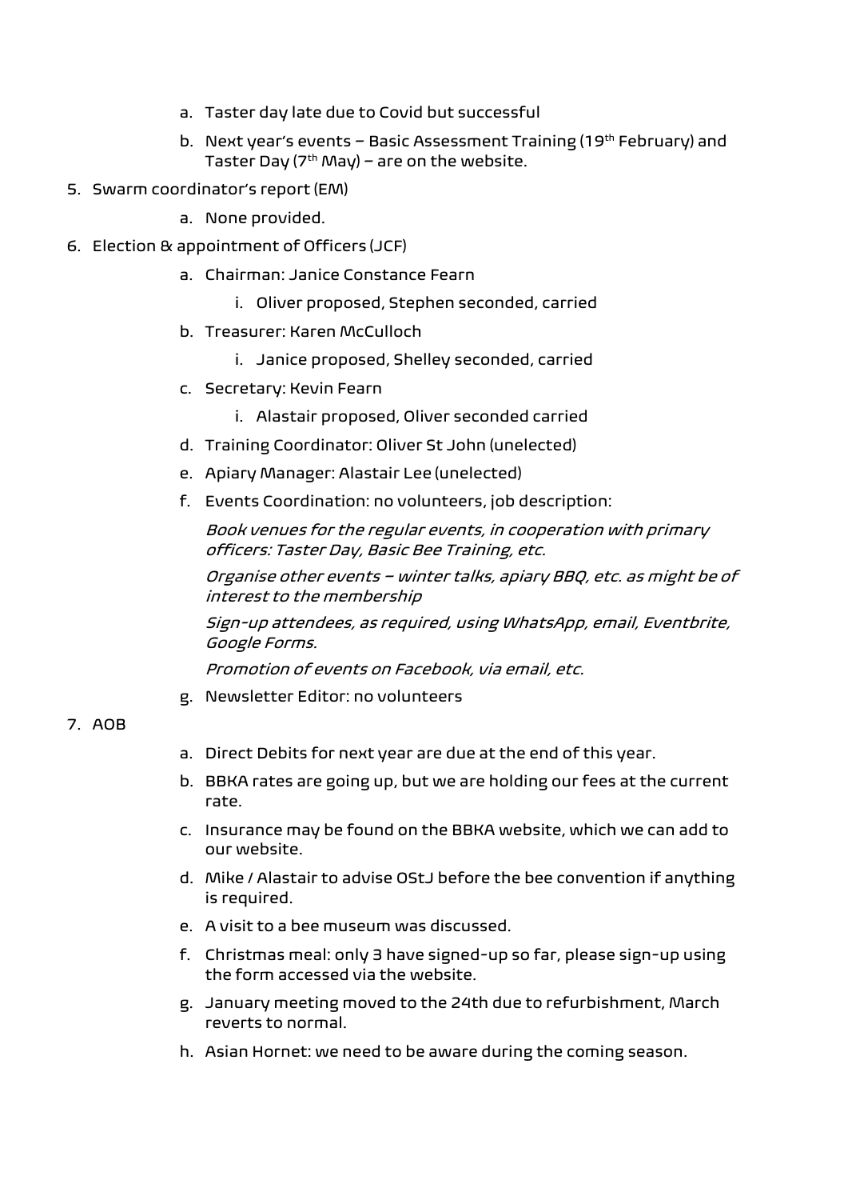a. Taster day late due to Covid but successful
   b. Next year's events – Basic Assessment Training (19th February) and Taster Day (7th May) – are on the website.

5. Swarm coordinator's report (EM)
   a. None provided.

6. Election & appointment of Officers (JCF)
   a. Chairman: Janice Constance Fearn
      i. Oliver proposed, Stephen seconded, carried
   b. Treasurer: Karen McCulloch
      i. Janice proposed, Shelley seconded, carried
   c. Secretary: Kevin Fearn
      i. Alastair proposed, Oliver seconded carried
   d. Training Coordinator: Oliver St John (unelected)
   e. Apiary Manager: Alastair Lee (unelected)
   f. Events Coordination: no volunteers, job description:

      *Book venues for the regular events, in cooperation with primary officers: Taster Day, Basic Bee Training, etc.*

      *Organise other events – winter talks, apiary BBQ, etc. as might be of interest to the membership*

      *Sign-up attendees, as required, using WhatsApp, email, Eventbrite, Google Forms.*

      *Promotion of events on Facebook, via email, etc.*
   g. Newsletter Editor: no volunteers

7. AOB
   a. Direct Debits for next year are due at the end of this year.
   b. BBKA rates are going up, but we are holding our fees at the current rate.
   c. Insurance may be found on the BBKA website, which we can add to our website.
   d. Mike / Alastair to advise OStJ before the bee convention if anything is required.
   e. A visit to a bee museum was discussed.
   f. Christmas meal: only 3 have signed-up so far, please sign-up using the form accessed via the website.
   g. January meeting moved to the 24th due to refurbishment, March reverts to normal.
   h. Asian Hornet: we need to be aware during the coming season.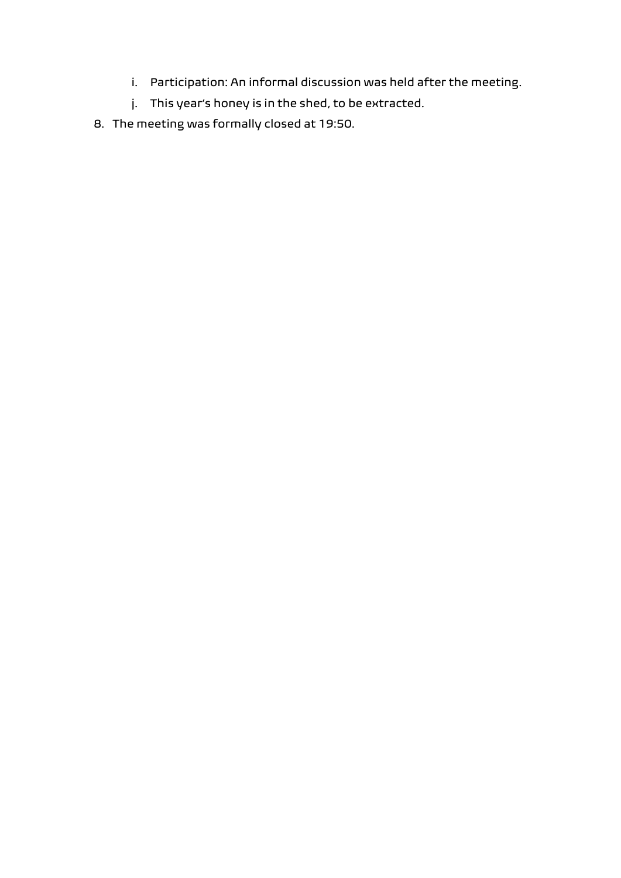i. Participation: An informal discussion was held after the meeting.
   j. This year's honey is in the shed, to be extracted.

8. The meeting was formally closed at 19:50.